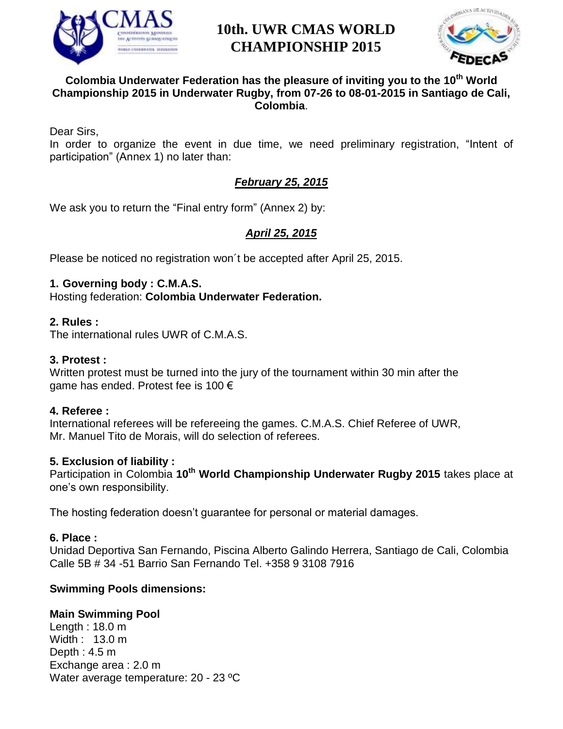# 10th. UWR CMAS WORLD CHAMPIONSHIP 2015

**Colombia Underwater Federation has the pleasure of inviting you to the 10th World Championship 2015 in Underwater Rugby, from 07-26 to 08-01-2015 in Santiago de Cali, Colombia**.

Dear Sirs,

In order to organize the event in due time, we need preliminary registration, "Intent of participation" (Annex 1) no later than:

***February 25, 2015***

We ask you to return the "Final entry form" (Annex 2) by:

***April 25, 2015***

Please be noticed no registration won´t be accepted after April 25, 2015.

**1. Governing body : C.M.A.S.**

Hosting federation: **Colombia Underwater Federation.**

**2. Rules :**

The international rules UWR of C.M.A.S.

**3. Protest :**

Written protest must be turned into the jury of the tournament within 30 min after the game has ended. Protest fee is 100 €

**4. Referee :**

International referees will be refereeing the games. C.M.A.S. Chief Referee of UWR, Mr. Manuel Tito de Morais, will do selection of referees.

**5. Exclusion of liability :**

Participation in Colombia **10th World Championship Underwater Rugby 2015** takes place at one's own responsibility.

The hosting federation doesn't guarantee for personal or material damages.

**6. Place :**

Unidad Deportiva San Fernando, Piscina Alberto Galindo Herrera, Santiago de Cali, Colombia Calle 5B # 34 -51 Barrio San Fernando Tel. +358 9 3108 7916

**Swimming Pools dimensions:**

**Main Swimming Pool**

Length : 18.0 m

Width : 13.0 m

Depth : 4.5 m

Exchange area : 2.0 m

Water average temperature: 20 - 23 ºC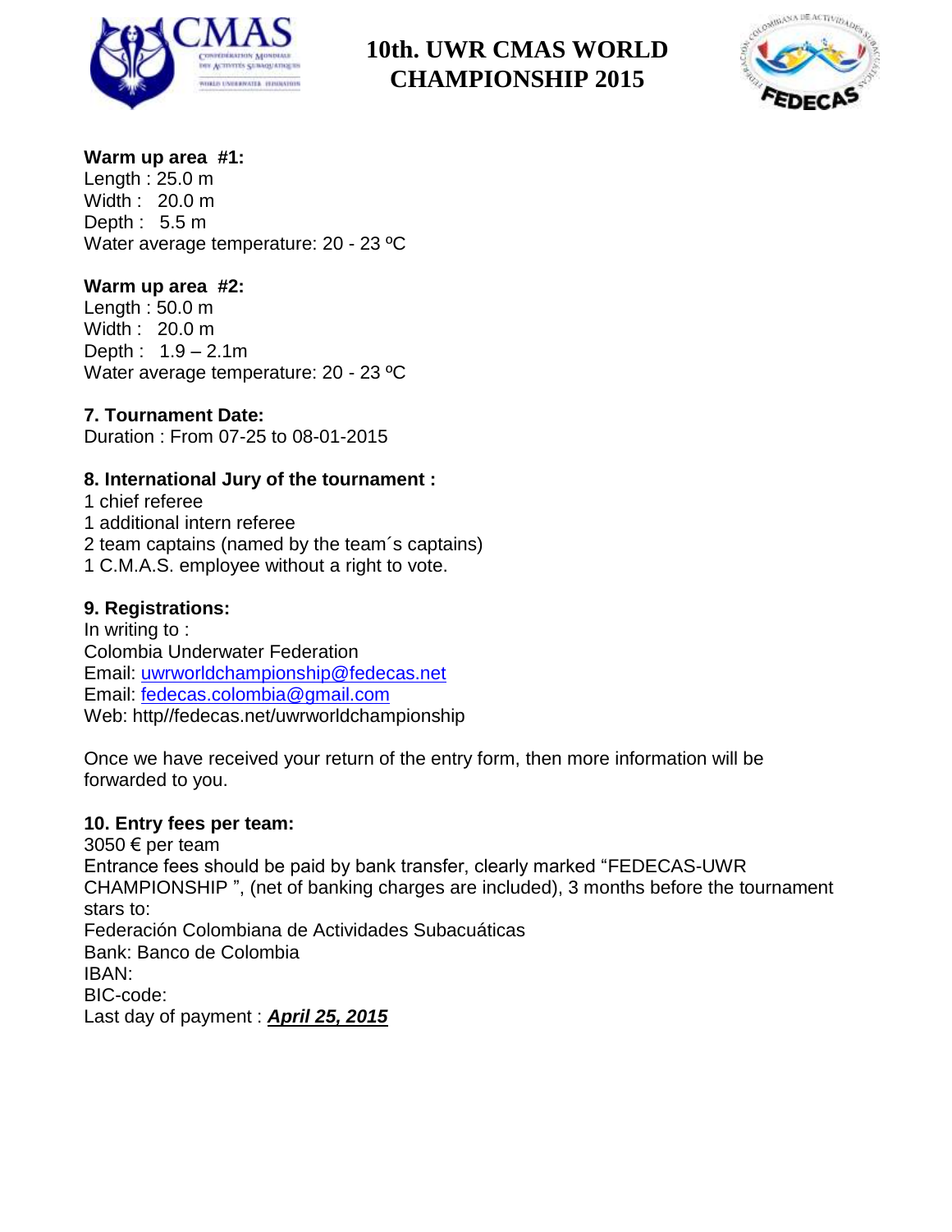**Warm up area #1:**
Length : 25.0 m
Width : 20.0 m
Depth : 5.5 m
Water average temperature: 20 - 23 ºC

**Warm up area #2:**
Length : 50.0 m
Width : 20.0 m
Depth : 1.9 – 2.1m
Water average temperature: 20 - 23 ºC

**7. Tournament Date:**
Duration : From 07-25 to 08-01-2015

**8. International Jury of the tournament :**
1 chief referee
1 additional intern referee
2 team captains (named by the team´s captains)
1 C.M.A.S. employee without a right to vote.

**9. Registrations:**
In writing to :
Colombia Underwater Federation
Email: uwrworldchampionship@fedecas.net
Email: fedecas.colombia@gmail.com
Web: http//fedecas.net/uwrworldchampionship

Once we have received your return of the entry form, then more information will be forwarded to you.

**10. Entry fees per team:**
3050 € per team
Entrance fees should be paid by bank transfer, clearly marked "FEDECAS-UWR CHAMPIONSHIP ", (net of banking charges are included), 3 months before the tournament stars to:
Federación Colombiana de Actividades Subacuáticas
Bank: Banco de Colombia
IBAN:
BIC-code:
Last day of payment : ***April 25, 2015***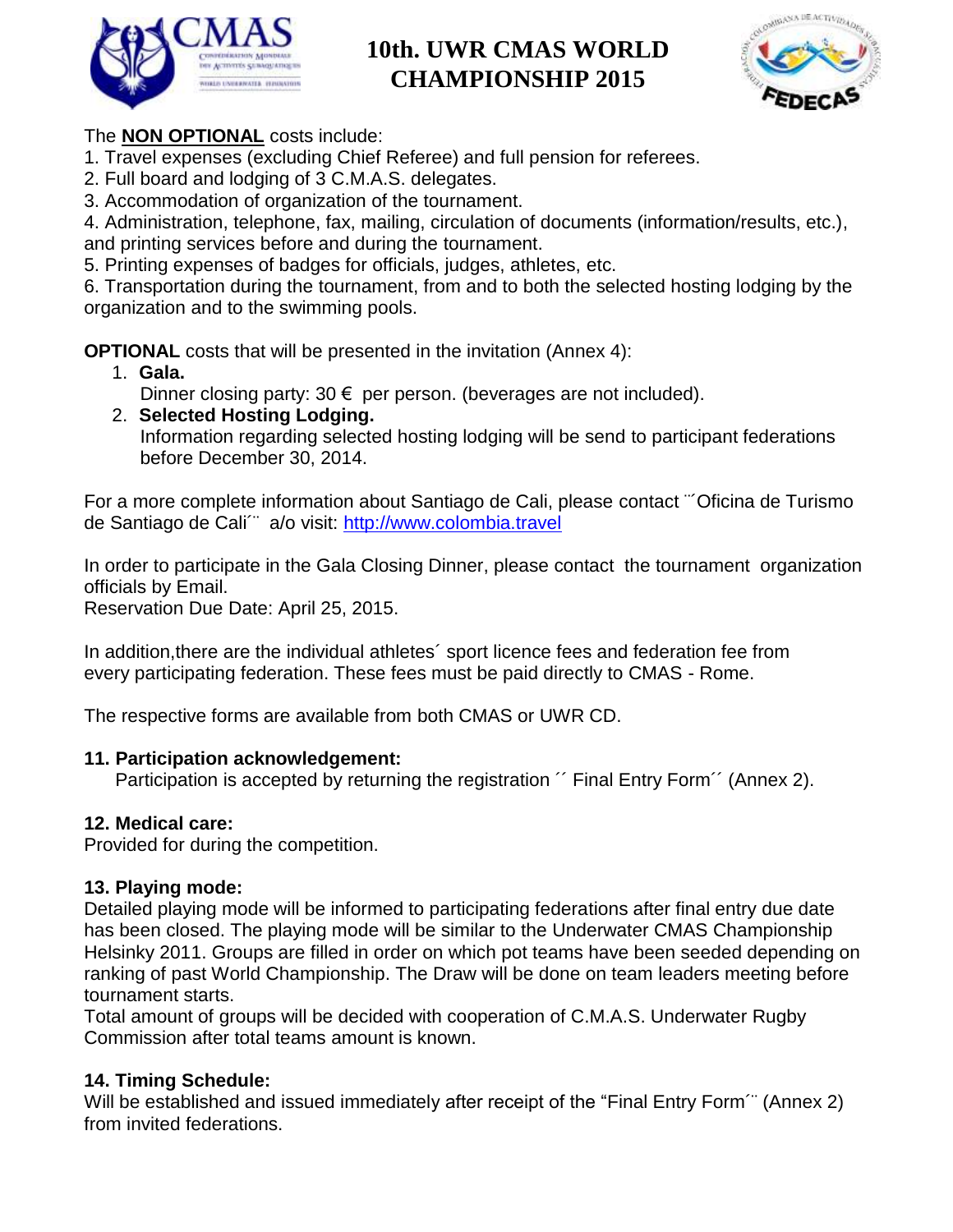The **NON OPTIONAL** costs include:

1. Travel expenses (excluding Chief Referee) and full pension for referees.
2. Full board and lodging of 3 C.M.A.S. delegates.
3. Accommodation of organization of the tournament.
4. Administration, telephone, fax, mailing, circulation of documents (information/results, etc.), and printing services before and during the tournament.
5. Printing expenses of badges for officials, judges, athletes, etc.
6. Transportation during the tournament, from and to both the selected hosting lodging by the organization and to the swimming pools.

**OPTIONAL** costs that will be presented in the invitation (Annex 4):

1. **Gala.**
   Dinner closing party: 30 € per person. (beverages are not included).
2. **Selected Hosting Lodging.**
   Information regarding selected hosting lodging will be send to participant federations before December 30, 2014.

For a more complete information about Santiago de Cali, please contact ¨´Oficina de Turismo de Santiago de Cali´¨ a/o visit: http://www.colombia.travel

In order to participate in the Gala Closing Dinner, please contact the tournament organization officials by Email.
Reservation Due Date: April 25, 2015.

In addition,there are the individual athletes´ sport licence fees and federation fee from every participating federation. These fees must be paid directly to CMAS - Rome.

The respective forms are available from both CMAS or UWR CD.

**11. Participation acknowledgement:**
Participation is accepted by returning the registration ´´ Final Entry Form´´ (Annex 2).

**12. Medical care:**
Provided for during the competition.

**13. Playing mode:**
Detailed playing mode will be informed to participating federations after final entry due date has been closed. The playing mode will be similar to the Underwater CMAS Championship Helsinky 2011. Groups are filled in order on which pot teams have been seeded depending on ranking of past World Championship. The Draw will be done on team leaders meeting before tournament starts.
Total amount of groups will be decided with cooperation of C.M.A.S. Underwater Rugby Commission after total teams amount is known.

**14. Timing Schedule:**
Will be established and issued immediately after receipt of the "Final Entry Form´¨ (Annex 2) from invited federations.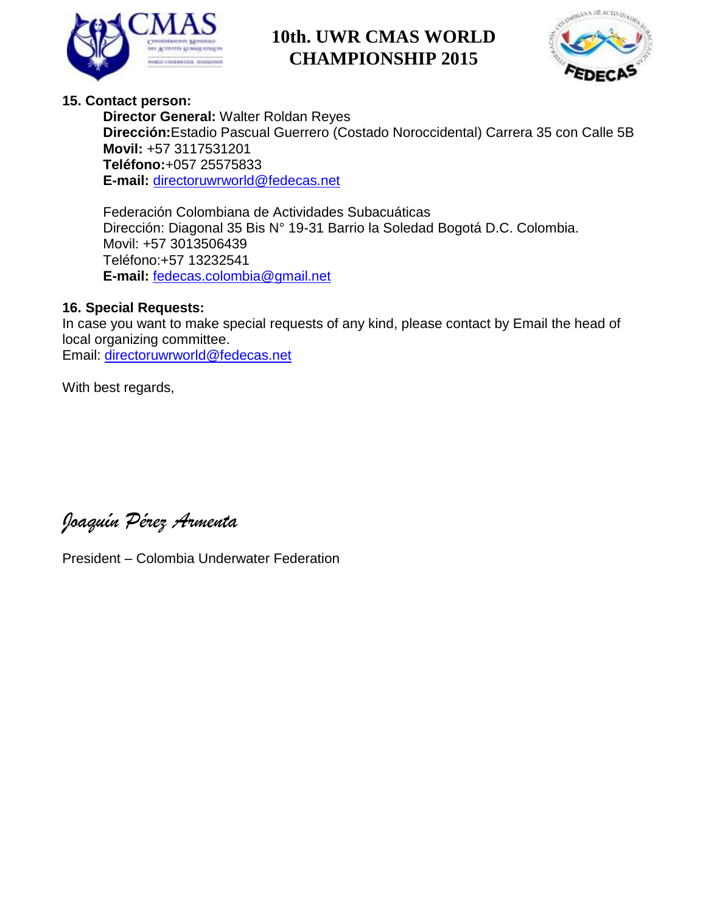**15. Contact person:**

**Director General:** Walter Roldan Reyes
**Dirección:**Estadio Pascual Guerrero (Costado Noroccidental) Carrera 35 con Calle 5B
**Movil:** +57 3117531201
**Teléfono:**+057 25575833
**E-mail:** directoruwrworld@fedecas.net

Federación Colombiana de Actividades Subacuáticas
Dirección: Diagonal 35 Bis N° 19-31 Barrio la Soledad Bogotá D.C. Colombia.
Movil: +57 3013506439
Teléfono:+57 13232541
**E-mail:** fedecas.colombia@gmail.net

**16. Special Requests:**

In case you want to make special requests of any kind, please contact by Email the head of local organizing committee.
Email: directoruwrworld@fedecas.net

With best regards,

*Joaquín Pérez Armenta*

President – Colombia Underwater Federation